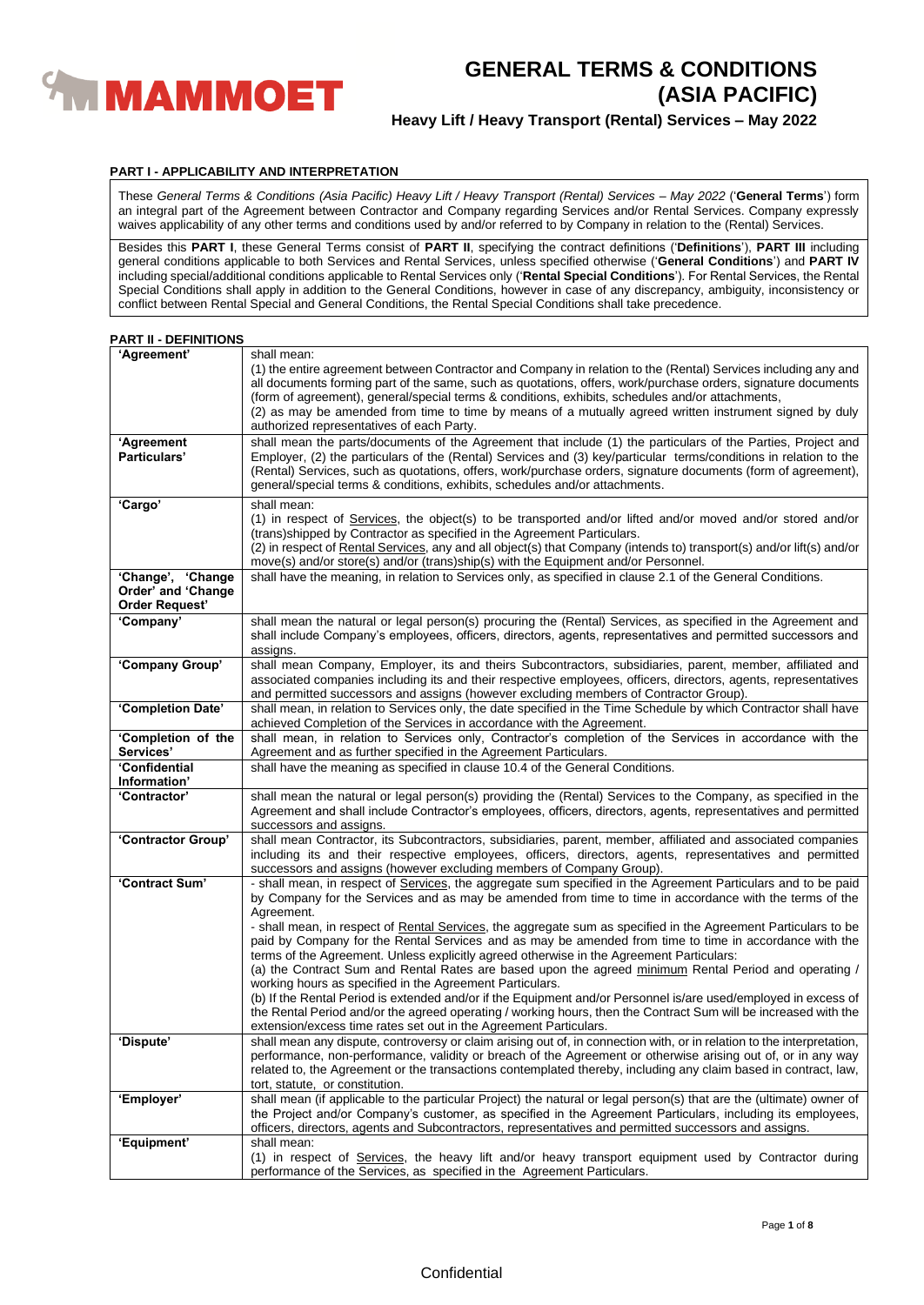# GENERAL TERMS & CONDITIONS (ASIA PACIFIC)

## Heavy Lift / Heavy Transport (Rental) Services – May 2022

### PART I - APPLICABILITY AND INTERPRETATION

These *General Terms & Conditions (Asia Pacific) Heavy Lift / Heavy Transport (Rental) Services – May 2022* ('**General Terms**') form an integral part of the Agreement between Contractor and Company regarding Services and/or Rental Services. Company expressly waives applicability of any other terms and conditions used by and/or referred to by Company in relation to the (Rental) Services.

Besides this **PART I**, these General Terms consist of **PART II**, specifying the contract definitions ('**Definitions**'), **PART III** including general conditions applicable to both Services and Rental Services, unless specified otherwise ('**General Conditions**') and **PART IV** including special/additional conditions applicable to Rental Services only ('**Rental Special Conditions**'). For Rental Services, the Rental Special Conditions shall apply in addition to the General Conditions, however in case of any discrepancy, ambiguity, inconsistency or conflict between Rental Special and General Conditions, the Rental Special Conditions shall take precedence.

### PART II - DEFINITIONS

| Term | Definition |
|---|---|
| **'Agreement'** | shall mean:<br>(1) the entire agreement between Contractor and Company in relation to the (Rental) Services including any and all documents forming part of the same, such as quotations, offers, work/purchase orders, signature documents (form of agreement), general/special terms & conditions, exhibits, schedules and/or attachments,<br>(2) as may be amended from time to time by means of a mutually agreed written instrument signed by duly authorized representatives of each Party. |
| **'Agreement Particulars'** | shall mean the parts/documents of the Agreement that include (1) the particulars of the Parties, Project and Employer, (2) the particulars of the (Rental) Services and (3) key/particular terms/conditions in relation to the (Rental) Services, such as quotations, offers, work/purchase orders, signature documents (form of agreement), general/special terms & conditions, exhibits, schedules and/or attachments. |
| **'Cargo'** | shall mean:<br>(1) in respect of Services, the object(s) to be transported and/or lifted and/or moved and/or stored and/or (trans)shipped by Contractor as specified in the Agreement Particulars.<br>(2) in respect of Rental Services, any and all object(s) that Company (intends to) transport(s) and/or lift(s) and/or move(s) and/or store(s) and/or (trans)ship(s) with the Equipment and/or Personnel. |
| **'Change', 'Change Order' and 'Change Order Request'** | shall have the meaning, in relation to Services only, as specified in clause 2.1 of the General Conditions. |
| **'Company'** | shall mean the natural or legal person(s) procuring the (Rental) Services, as specified in the Agreement and shall include Company's employees, officers, directors, agents, representatives and permitted successors and assigns. |
| **'Company Group'** | shall mean Company, Employer, its and theirs Subcontractors, subsidiaries, parent, member, affiliated and associated companies including its and their respective employees, officers, directors, agents, representatives and permitted successors and assigns (however excluding members of Contractor Group). |
| **'Completion Date'** | shall mean, in relation to Services only, the date specified in the Time Schedule by which Contractor shall have achieved Completion of the Services in accordance with the Agreement. |
| **'Completion of the Services'** | shall mean, in relation to Services only, Contractor's completion of the Services in accordance with the Agreement and as further specified in the Agreement Particulars. |
| **'Confidential Information'** | shall have the meaning as specified in clause 10.4 of the General Conditions. |
| **'Contractor'** | shall mean the natural or legal person(s) providing the (Rental) Services to the Company, as specified in the Agreement and shall include Contractor's employees, officers, directors, agents, representatives and permitted successors and assigns. |
| **'Contractor Group'** | shall mean Contractor, its Subcontractors, subsidiaries, parent, member, affiliated and associated companies including its and their respective employees, officers, directors, agents, representatives and permitted successors and assigns (however excluding members of Company Group). |
| **'Contract Sum'** | - shall mean, in respect of Services, the aggregate sum specified in the Agreement Particulars and to be paid by Company for the Services and as may be amended from time to time in accordance with the terms of the Agreement.<br>- shall mean, in respect of Rental Services, the aggregate sum as specified in the Agreement Particulars to be paid by Company for the Rental Services and as may be amended from time to time in accordance with the terms of the Agreement. Unless explicitly agreed otherwise in the Agreement Particulars:<br>(a) the Contract Sum and Rental Rates are based upon the agreed minimum Rental Period and operating / working hours as specified in the Agreement Particulars.<br>(b) If the Rental Period is extended and/or if the Equipment and/or Personnel is/are used/employed in excess of the Rental Period and/or the agreed operating / working hours, then the Contract Sum will be increased with the extension/excess time rates set out in the Agreement Particulars. |
| **'Dispute'** | shall mean any dispute, controversy or claim arising out of, in connection with, or in relation to the interpretation, performance, non-performance, validity or breach of the Agreement or otherwise arising out of, or in any way related to, the Agreement or the transactions contemplated thereby, including any claim based in contract, law, tort, statute, or constitution. |
| **'Employer'** | shall mean (if applicable to the particular Project) the natural or legal person(s) that are the (ultimate) owner of the Project and/or Company's customer, as specified in the Agreement Particulars, including its employees, officers, directors, agents and Subcontractors, representatives and permitted successors and assigns. |
| **'Equipment'** | shall mean:<br>(1) in respect of Services, the heavy lift and/or heavy transport equipment used by Contractor during performance of the Services, as specified in the Agreement Particulars. |

Confidential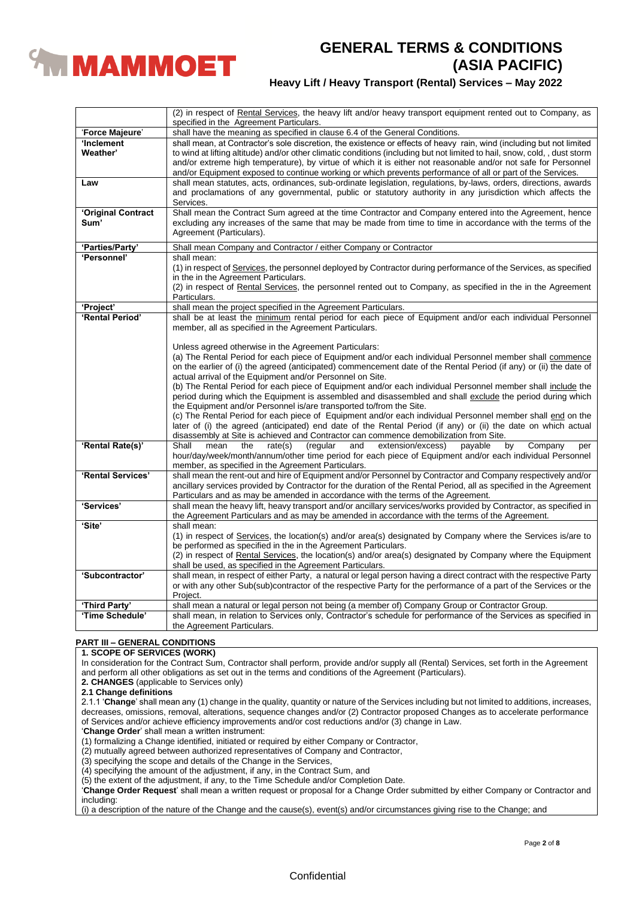| | |
|---|---|
| | (2) in respect of Rental Services, the heavy lift and/or heavy transport equipment rented out to Company, as specified in the Agreement Particulars. |
| 'Force Majeure' | shall have the meaning as specified in clause 6.4 of the General Conditions. |
| 'Inclement Weather' | shall mean, at Contractor's sole discretion, the existence or effects of heavy rain, wind (including but not limited to wind at lifting altitude) and/or other climatic conditions (including but not limited to hail, snow, cold, , dust storm and/or extreme high temperature), by virtue of which it is either not reasonable and/or not safe for Personnel and/or Equipment exposed to continue working or which prevents performance of all or part of the Services. |
| Law | shall mean statutes, acts, ordinances, sub-ordinate legislation, regulations, by-laws, orders, directions, awards and proclamations of any governmental, public or statutory authority in any jurisdiction which affects the Services. |
| 'Original Contract Sum' | Shall mean the Contract Sum agreed at the time Contractor and Company entered into the Agreement, hence excluding any increases of the same that may be made from time to time in accordance with the terms of the Agreement (Particulars). |
| 'Parties/Party' | Shall mean Company and Contractor / either Company or Contractor |
| 'Personnel' | shall mean:<br>(1) in respect of Services, the personnel deployed by Contractor during performance of the Services, as specified in the in the Agreement Particulars.<br>(2) in respect of Rental Services, the personnel rented out to Company, as specified in the in the Agreement Particulars. |
| 'Project' | shall mean the project specified in the Agreement Particulars. |
| 'Rental Period' | shall be at least the minimum rental period for each piece of Equipment and/or each individual Personnel member, all as specified in the Agreement Particulars.<br><br>Unless agreed otherwise in the Agreement Particulars:<br>(a) The Rental Period for each piece of Equipment and/or each individual Personnel member shall commence on the earlier of (i) the agreed (anticipated) commencement date of the Rental Period (if any) or (ii) the date of actual arrival of the Equipment and/or Personnel on Site.<br>(b) The Rental Period for each piece of Equipment and/or each individual Personnel member shall include the period during which the Equipment is assembled and disassembled and shall exclude the period during which the Equipment and/or Personnel is/are transported to/from the Site.<br>(c) The Rental Period for each piece of Equipment and/or each individual Personnel member shall end on the later of (i) the agreed (anticipated) end date of the Rental Period (if any) or (ii) the date on which actual disassembly at Site is achieved and Contractor can commence demobilization from Site. |
| 'Rental Rate(s)' | Shall mean the rate(s) (regular and extension/excess) payable by Company per hour/day/week/month/annum/other time period for each piece of Equipment and/or each individual Personnel member, as specified in the Agreement Particulars. |
| 'Rental Services' | shall mean the rent-out and hire of Equipment and/or Personnel by Contractor and Company respectively and/or ancillary services provided by Contractor for the duration of the Rental Period, all as specified in the Agreement Particulars and as may be amended in accordance with the terms of the Agreement. |
| 'Services' | shall mean the heavy lift, heavy transport and/or ancillary services/works provided by Contractor, as specified in the Agreement Particulars and as may be amended in accordance with the terms of the Agreement. |
| 'Site' | shall mean:<br>(1) in respect of Services, the location(s) and/or area(s) designated by Company where the Services is/are to be performed as specified in the in the Agreement Particulars.<br>(2) in respect of Rental Services, the location(s) and/or area(s) designated by Company where the Equipment shall be used, as specified in the Agreement Particulars. |
| 'Subcontractor' | shall mean, in respect of either Party, a natural or legal person having a direct contract with the respective Party or with any other Sub(sub)contractor of the respective Party for the performance of a part of the Services or the Project. |
| 'Third Party' | shall mean a natural or legal person not being (a member of) Company Group or Contractor Group. |
| 'Time Schedule' | shall mean, in relation to Services only, Contractor's schedule for performance of the Services as specified in the Agreement Particulars. |

## PART III – GENERAL CONDITIONS

### 1. SCOPE OF SERVICES (WORK)

In consideration for the Contract Sum, Contractor shall perform, provide and/or supply all (Rental) Services, set forth in the Agreement and perform all other obligations as set out in the terms and conditions of the Agreement (Particulars).

### 2. CHANGES (applicable to Services only)

**2.1 Change definitions**

2.1.1 '**Change**' shall mean any (1) change in the quality, quantity or nature of the Services including but not limited to additions, increases, decreases, omissions, removal, alterations, sequence changes and/or (2) Contractor proposed Changes as to accelerate performance of Services and/or achieve efficiency improvements and/or cost reductions and/or (3) change in Law.

'**Change Order**' shall mean a written instrument:

(1) formalizing a Change identified, initiated or required by either Company or Contractor,
(2) mutually agreed between authorized representatives of Company and Contractor,
(3) specifying the scope and details of the Change in the Services,
(4) specifying the amount of the adjustment, if any, in the Contract Sum, and
(5) the extent of the adjustment, if any, to the Time Schedule and/or Completion Date.

'**Change Order Request**' shall mean a written request or proposal for a Change Order submitted by either Company or Contractor and including:

(i) a description of the nature of the Change and the cause(s), event(s) and/or circumstances giving rise to the Change; and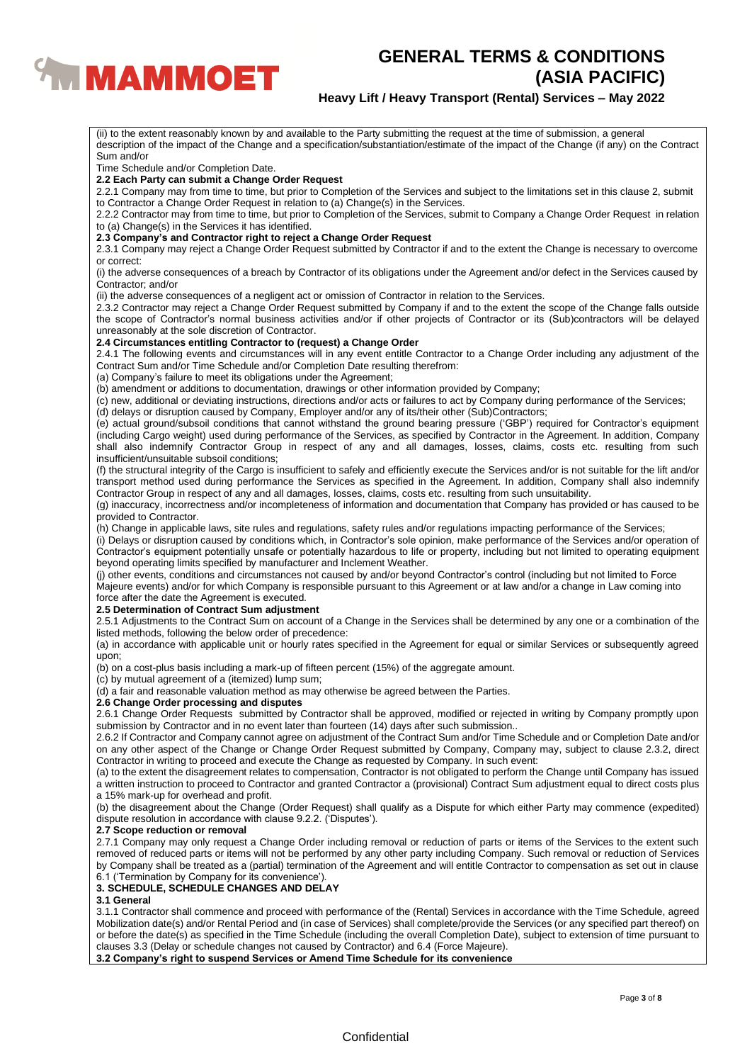(ii) to the extent reasonably known by and available to the Party submitting the request at the time of submission, a general description of the impact of the Change and a specification/substantiation/estimate of the impact of the Change (if any) on the Contract Sum and/or

Time Schedule and/or Completion Date.

**2.2 Each Party can submit a Change Order Request**

2.2.1 Company may from time to time, but prior to Completion of the Services and subject to the limitations set in this clause 2, submit to Contractor a Change Order Request in relation to (a) Change(s) in the Services.

2.2.2 Contractor may from time to time, but prior to Completion of the Services, submit to Company a Change Order Request in relation to (a) Change(s) in the Services it has identified.

**2.3 Company's and Contractor right to reject a Change Order Request**

2.3.1 Company may reject a Change Order Request submitted by Contractor if and to the extent the Change is necessary to overcome or correct:

(i) the adverse consequences of a breach by Contractor of its obligations under the Agreement and/or defect in the Services caused by Contractor; and/or

(ii) the adverse consequences of a negligent act or omission of Contractor in relation to the Services.

2.3.2 Contractor may reject a Change Order Request submitted by Company if and to the extent the scope of the Change falls outside the scope of Contractor's normal business activities and/or if other projects of Contractor or its (Sub)contractors will be delayed unreasonably at the sole discretion of Contractor.

**2.4 Circumstances entitling Contractor to (request) a Change Order**

2.4.1 The following events and circumstances will in any event entitle Contractor to a Change Order including any adjustment of the Contract Sum and/or Time Schedule and/or Completion Date resulting therefrom:

(a) Company's failure to meet its obligations under the Agreement;

(b) amendment or additions to documentation, drawings or other information provided by Company;

(c) new, additional or deviating instructions, directions and/or acts or failures to act by Company during performance of the Services;

(d) delays or disruption caused by Company, Employer and/or any of its/their other (Sub)Contractors;

(e) actual ground/subsoil conditions that cannot withstand the ground bearing pressure ('GBP') required for Contractor's equipment (including Cargo weight) used during performance of the Services, as specified by Contractor in the Agreement. In addition, Company shall also indemnify Contractor Group in respect of any and all damages, losses, claims, costs etc. resulting from such insufficient/unsuitable subsoil conditions;

(f) the structural integrity of the Cargo is insufficient to safely and efficiently execute the Services and/or is not suitable for the lift and/or transport method used during performance the Services as specified in the Agreement. In addition, Company shall also indemnify Contractor Group in respect of any and all damages, losses, claims, costs etc. resulting from such unsuitability.

(g) inaccuracy, incorrectness and/or incompleteness of information and documentation that Company has provided or has caused to be provided to Contractor.

(h) Change in applicable laws, site rules and regulations, safety rules and/or regulations impacting performance of the Services;

(i) Delays or disruption caused by conditions which, in Contractor's sole opinion, make performance of the Services and/or operation of Contractor's equipment potentially unsafe or potentially hazardous to life or property, including but not limited to operating equipment beyond operating limits specified by manufacturer and Inclement Weather.

(j) other events, conditions and circumstances not caused by and/or beyond Contractor's control (including but not limited to Force Majeure events) and/or for which Company is responsible pursuant to this Agreement or at law and/or a change in Law coming into force after the date the Agreement is executed.

**2.5 Determination of Contract Sum adjustment**

2.5.1 Adjustments to the Contract Sum on account of a Change in the Services shall be determined by any one or a combination of the listed methods, following the below order of precedence:

(a) in accordance with applicable unit or hourly rates specified in the Agreement for equal or similar Services or subsequently agreed upon;

(b) on a cost-plus basis including a mark-up of fifteen percent (15%) of the aggregate amount.

(c) by mutual agreement of a (itemized) lump sum;

(d) a fair and reasonable valuation method as may otherwise be agreed between the Parties.

**2.6 Change Order processing and disputes**

2.6.1 Change Order Requests submitted by Contractor shall be approved, modified or rejected in writing by Company promptly upon submission by Contractor and in no event later than fourteen (14) days after such submission..

2.6.2 If Contractor and Company cannot agree on adjustment of the Contract Sum and/or Time Schedule and or Completion Date and/or on any other aspect of the Change or Change Order Request submitted by Company, Company may, subject to clause 2.3.2, direct Contractor in writing to proceed and execute the Change as requested by Company. In such event:

(a) to the extent the disagreement relates to compensation, Contractor is not obligated to perform the Change until Company has issued a written instruction to proceed to Contractor and granted Contractor a (provisional) Contract Sum adjustment equal to direct costs plus a 15% mark-up for overhead and profit.

(b) the disagreement about the Change (Order Request) shall qualify as a Dispute for which either Party may commence (expedited) dispute resolution in accordance with clause 9.2.2. ('Disputes').

**2.7 Scope reduction or removal**

2.7.1 Company may only request a Change Order including removal or reduction of parts or items of the Services to the extent such removed of reduced parts or items will not be performed by any other party including Company. Such removal or reduction of Services by Company shall be treated as a (partial) termination of the Agreement and will entitle Contractor to compensation as set out in clause 6.1 ('Termination by Company for its convenience').

**3. SCHEDULE, SCHEDULE CHANGES AND DELAY**

**3.1 General**

3.1.1 Contractor shall commence and proceed with performance of the (Rental) Services in accordance with the Time Schedule, agreed Mobilization date(s) and/or Rental Period and (in case of Services) shall complete/provide the Services (or any specified part thereof) on or before the date(s) as specified in the Time Schedule (including the overall Completion Date), subject to extension of time pursuant to clauses 3.3 (Delay or schedule changes not caused by Contractor) and 6.4 (Force Majeure).

**3.2 Company's right to suspend Services or Amend Time Schedule for its convenience**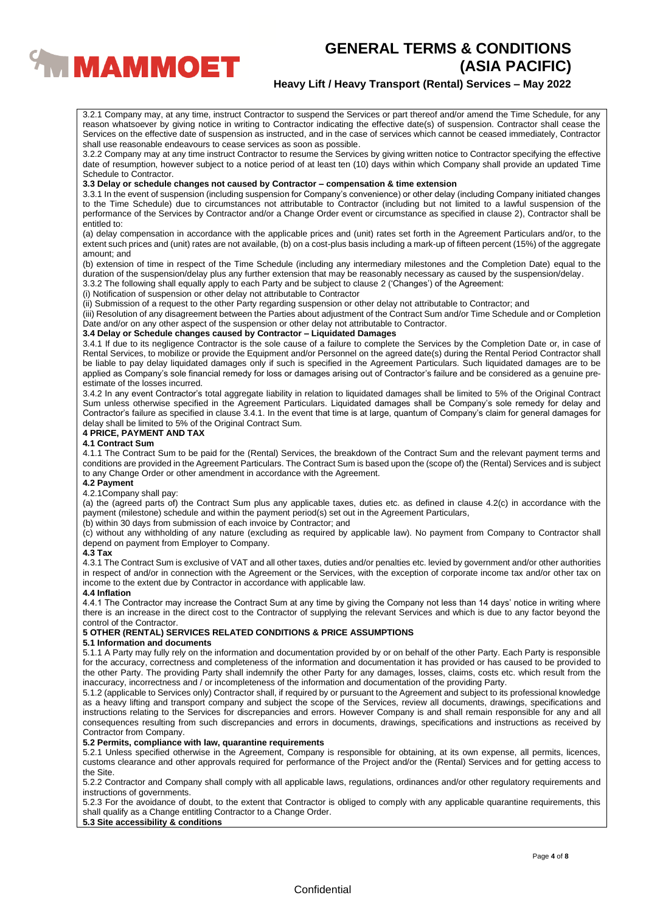3.2.1 Company may, at any time, instruct Contractor to suspend the Services or part thereof and/or amend the Time Schedule, for any reason whatsoever by giving notice in writing to Contractor indicating the effective date(s) of suspension. Contractor shall cease the Services on the effective date of suspension as instructed, and in the case of services which cannot be ceased immediately, Contractor shall use reasonable endeavours to cease services as soon as possible.

3.2.2 Company may at any time instruct Contractor to resume the Services by giving written notice to Contractor specifying the effective date of resumption, however subject to a notice period of at least ten (10) days within which Company shall provide an updated Time Schedule to Contractor.

**3.3 Delay or schedule changes not caused by Contractor – compensation & time extension**

3.3.1 In the event of suspension (including suspension for Company's convenience) or other delay (including Company initiated changes to the Time Schedule) due to circumstances not attributable to Contractor (including but not limited to a lawful suspension of the performance of the Services by Contractor and/or a Change Order event or circumstance as specified in clause 2), Contractor shall be entitled to:

(a) delay compensation in accordance with the applicable prices and (unit) rates set forth in the Agreement Particulars and/or, to the extent such prices and (unit) rates are not available, (b) on a cost-plus basis including a mark-up of fifteen percent (15%) of the aggregate amount; and

(b) extension of time in respect of the Time Schedule (including any intermediary milestones and the Completion Date) equal to the duration of the suspension/delay plus any further extension that may be reasonably necessary as caused by the suspension/delay.

3.3.2 The following shall equally apply to each Party and be subject to clause 2 ('Changes') of the Agreement:

(i) Notification of suspension or other delay not attributable to Contractor

(ii) Submission of a request to the other Party regarding suspension or other delay not attributable to Contractor; and

(iii) Resolution of any disagreement between the Parties about adjustment of the Contract Sum and/or Time Schedule and or Completion Date and/or on any other aspect of the suspension or other delay not attributable to Contractor.

**3.4 Delay or Schedule changes caused by Contractor – Liquidated Damages**

3.4.1 If due to its negligence Contractor is the sole cause of a failure to complete the Services by the Completion Date or, in case of Rental Services, to mobilize or provide the Equipment and/or Personnel on the agreed date(s) during the Rental Period Contractor shall be liable to pay delay liquidated damages only if such is specified in the Agreement Particulars. Such liquidated damages are to be applied as Company's sole financial remedy for loss or damages arising out of Contractor's failure and be considered as a genuine pre-estimate of the losses incurred.

3.4.2 In any event Contractor's total aggregate liability in relation to liquidated damages shall be limited to 5% of the Original Contract Sum unless otherwise specified in the Agreement Particulars. Liquidated damages shall be Company's sole remedy for delay and Contractor's failure as specified in clause 3.4.1. In the event that time is at large, quantum of Company's claim for general damages for delay shall be limited to 5% of the Original Contract Sum.

**4 PRICE, PAYMENT AND TAX**

**4.1 Contract Sum**

4.1.1 The Contract Sum to be paid for the (Rental) Services, the breakdown of the Contract Sum and the relevant payment terms and conditions are provided in the Agreement Particulars. The Contract Sum is based upon the (scope of) the (Rental) Services and is subject to any Change Order or other amendment in accordance with the Agreement.

**4.2 Payment**

4.2.1Company shall pay:

(a) the (agreed parts of) the Contract Sum plus any applicable taxes, duties etc. as defined in clause 4.2(c) in accordance with the payment (milestone) schedule and within the payment period(s) set out in the Agreement Particulars,

(b) within 30 days from submission of each invoice by Contractor; and

(c) without any withholding of any nature (excluding as required by applicable law). No payment from Company to Contractor shall depend on payment from Employer to Company.

**4.3 Tax**

4.3.1 The Contract Sum is exclusive of VAT and all other taxes, duties and/or penalties etc. levied by government and/or other authorities in respect of and/or in connection with the Agreement or the Services, with the exception of corporate income tax and/or other tax on income to the extent due by Contractor in accordance with applicable law.

**4.4 Inflation**

4.4.1 The Contractor may increase the Contract Sum at any time by giving the Company not less than 14 days' notice in writing where there is an increase in the direct cost to the Contractor of supplying the relevant Services and which is due to any factor beyond the control of the Contractor.

**5 OTHER (RENTAL) SERVICES RELATED CONDITIONS & PRICE ASSUMPTIONS**

**5.1 Information and documents**

5.1.1 A Party may fully rely on the information and documentation provided by or on behalf of the other Party. Each Party is responsible for the accuracy, correctness and completeness of the information and documentation it has provided or has caused to be provided to the other Party. The providing Party shall indemnify the other Party for any damages, losses, claims, costs etc. which result from the inaccuracy, incorrectness and / or incompleteness of the information and documentation of the providing Party.

5.1.2 (applicable to Services only) Contractor shall, if required by or pursuant to the Agreement and subject to its professional knowledge as a heavy lifting and transport company and subject the scope of the Services, review all documents, drawings, specifications and instructions relating to the Services for discrepancies and errors. However Company is and shall remain responsible for any and all consequences resulting from such discrepancies and errors in documents, drawings, specifications and instructions as received by Contractor from Company.

**5.2 Permits, compliance with law, quarantine requirements**

5.2.1 Unless specified otherwise in the Agreement, Company is responsible for obtaining, at its own expense, all permits, licences, customs clearance and other approvals required for performance of the Project and/or the (Rental) Services and for getting access to the Site.

5.2.2 Contractor and Company shall comply with all applicable laws, regulations, ordinances and/or other regulatory requirements and instructions of governments.

5.2.3 For the avoidance of doubt, to the extent that Contractor is obliged to comply with any applicable quarantine requirements, this shall qualify as a Change entitling Contractor to a Change Order.

**5.3 Site accessibility & conditions**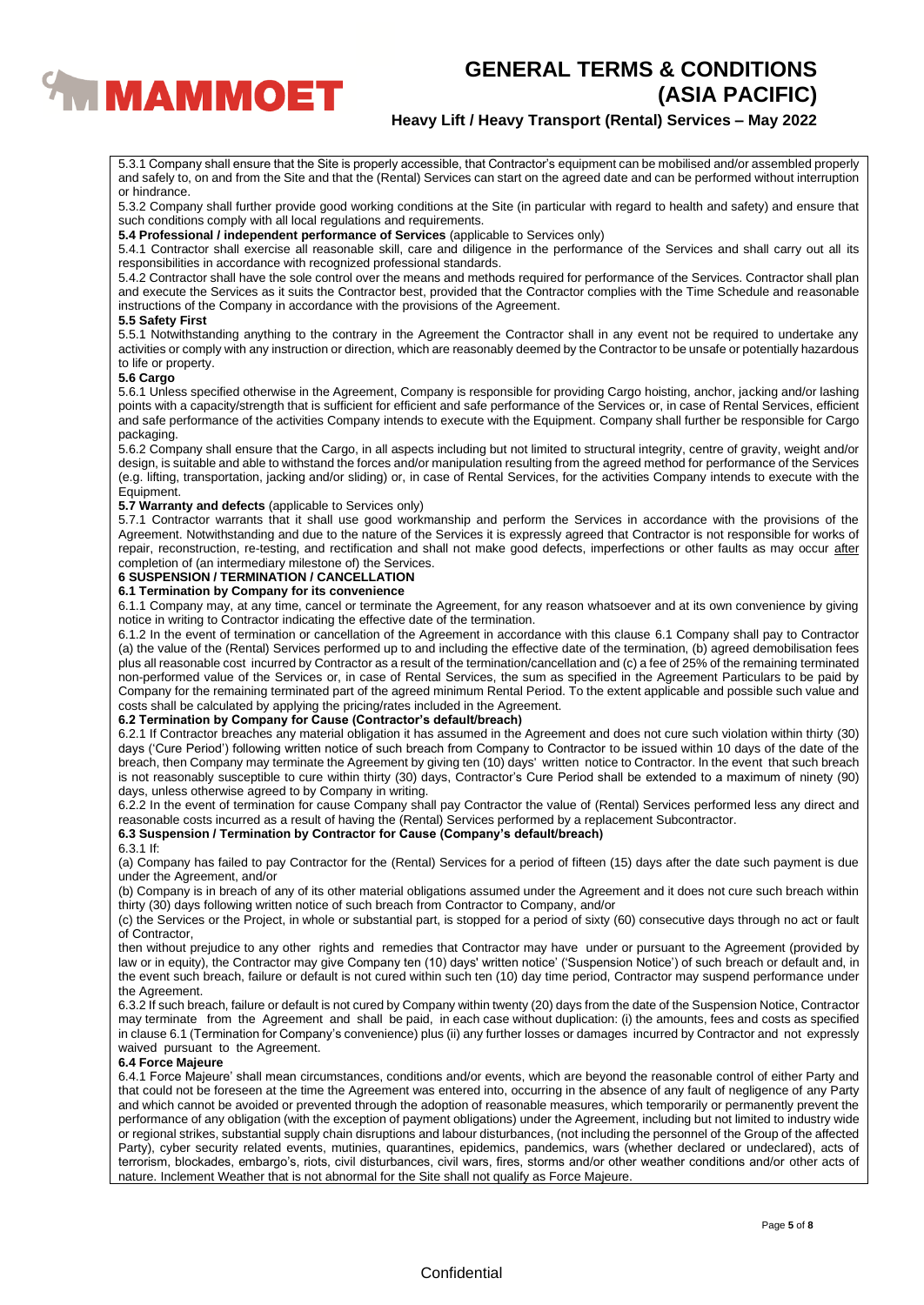5.3.1 Company shall ensure that the Site is properly accessible, that Contractor's equipment can be mobilised and/or assembled properly and safely to, on and from the Site and that the (Rental) Services can start on the agreed date and can be performed without interruption or hindrance.

5.3.2 Company shall further provide good working conditions at the Site (in particular with regard to health and safety) and ensure that such conditions comply with all local regulations and requirements.

**5.4 Professional / independent performance of Services** (applicable to Services only)

5.4.1 Contractor shall exercise all reasonable skill, care and diligence in the performance of the Services and shall carry out all its responsibilities in accordance with recognized professional standards.

5.4.2 Contractor shall have the sole control over the means and methods required for performance of the Services. Contractor shall plan and execute the Services as it suits the Contractor best, provided that the Contractor complies with the Time Schedule and reasonable instructions of the Company in accordance with the provisions of the Agreement.

**5.5 Safety First**

5.5.1 Notwithstanding anything to the contrary in the Agreement the Contractor shall in any event not be required to undertake any activities or comply with any instruction or direction, which are reasonably deemed by the Contractor to be unsafe or potentially hazardous to life or property.

**5.6 Cargo**

5.6.1 Unless specified otherwise in the Agreement, Company is responsible for providing Cargo hoisting, anchor, jacking and/or lashing points with a capacity/strength that is sufficient for efficient and safe performance of the Services or, in case of Rental Services, efficient and safe performance of the activities Company intends to execute with the Equipment. Company shall further be responsible for Cargo packaging.

5.6.2 Company shall ensure that the Cargo, in all aspects including but not limited to structural integrity, centre of gravity, weight and/or design, is suitable and able to withstand the forces and/or manipulation resulting from the agreed method for performance of the Services (e.g. lifting, transportation, jacking and/or sliding) or, in case of Rental Services, for the activities Company intends to execute with the Equipment.

**5.7 Warranty and defects** (applicable to Services only)

5.7.1 Contractor warrants that it shall use good workmanship and perform the Services in accordance with the provisions of the Agreement. Notwithstanding and due to the nature of the Services it is expressly agreed that Contractor is not responsible for works of repair, reconstruction, re-testing, and rectification and shall not make good defects, imperfections or other faults as may occur after completion of (an intermediary milestone of) the Services.

**6 SUSPENSION / TERMINATION / CANCELLATION**

**6.1 Termination by Company for its convenience**

6.1.1 Company may, at any time, cancel or terminate the Agreement, for any reason whatsoever and at its own convenience by giving notice in writing to Contractor indicating the effective date of the termination.

6.1.2 In the event of termination or cancellation of the Agreement in accordance with this clause 6.1 Company shall pay to Contractor (a) the value of the (Rental) Services performed up to and including the effective date of the termination, (b) agreed demobilisation fees plus all reasonable cost incurred by Contractor as a result of the termination/cancellation and (c) a fee of 25% of the remaining terminated non-performed value of the Services or, in case of Rental Services, the sum as specified in the Agreement Particulars to be paid by Company for the remaining terminated part of the agreed minimum Rental Period. To the extent applicable and possible such value and costs shall be calculated by applying the pricing/rates included in the Agreement.

**6.2 Termination by Company for Cause (Contractor's default/breach)**

6.2.1 If Contractor breaches any material obligation it has assumed in the Agreement and does not cure such violation within thirty (30) days ('Cure Period') following written notice of such breach from Company to Contractor to be issued within 10 days of the date of the breach, then Company may terminate the Agreement by giving ten (10) days' written notice to Contractor. In the event that such breach is not reasonably susceptible to cure within thirty (30) days, Contractor's Cure Period shall be extended to a maximum of ninety (90) days, unless otherwise agreed to by Company in writing.

6.2.2 In the event of termination for cause Company shall pay Contractor the value of (Rental) Services performed less any direct and reasonable costs incurred as a result of having the (Rental) Services performed by a replacement Subcontractor.

**6.3 Suspension / Termination by Contractor for Cause (Company's default/breach)**

6.3.1 If:

(a) Company has failed to pay Contractor for the (Rental) Services for a period of fifteen (15) days after the date such payment is due under the Agreement, and/or

(b) Company is in breach of any of its other material obligations assumed under the Agreement and it does not cure such breach within thirty (30) days following written notice of such breach from Contractor to Company, and/or

(c) the Services or the Project, in whole or substantial part, is stopped for a period of sixty (60) consecutive days through no act or fault of Contractor,

then without prejudice to any other rights and remedies that Contractor may have under or pursuant to the Agreement (provided by law or in equity), the Contractor may give Company ten (10) days' written notice' ('Suspension Notice') of such breach or default and, in the event such breach, failure or default is not cured within such ten (10) day time period, Contractor may suspend performance under the Agreement.

6.3.2 If such breach, failure or default is not cured by Company within twenty (20) days from the date of the Suspension Notice, Contractor may terminate from the Agreement and shall be paid, in each case without duplication: (i) the amounts, fees and costs as specified in clause 6.1 (Termination for Company's convenience) plus (ii) any further losses or damages incurred by Contractor and not expressly waived pursuant to the Agreement.

**6.4 Force Majeure**

6.4.1 Force Majeure' shall mean circumstances, conditions and/or events, which are beyond the reasonable control of either Party and that could not be foreseen at the time the Agreement was entered into, occurring in the absence of any fault of negligence of any Party and which cannot be avoided or prevented through the adoption of reasonable measures, which temporarily or permanently prevent the performance of any obligation (with the exception of payment obligations) under the Agreement, including but not limited to industry wide or regional strikes, substantial supply chain disruptions and labour disturbances, (not including the personnel of the Group of the affected Party), cyber security related events, mutinies, quarantines, epidemics, pandemics, wars (whether declared or undeclared), acts of terrorism, blockades, embargo's, riots, civil disturbances, civil wars, fires, storms and/or other weather conditions and/or other acts of nature. Inclement Weather that is not abnormal for the Site shall not qualify as Force Majeure.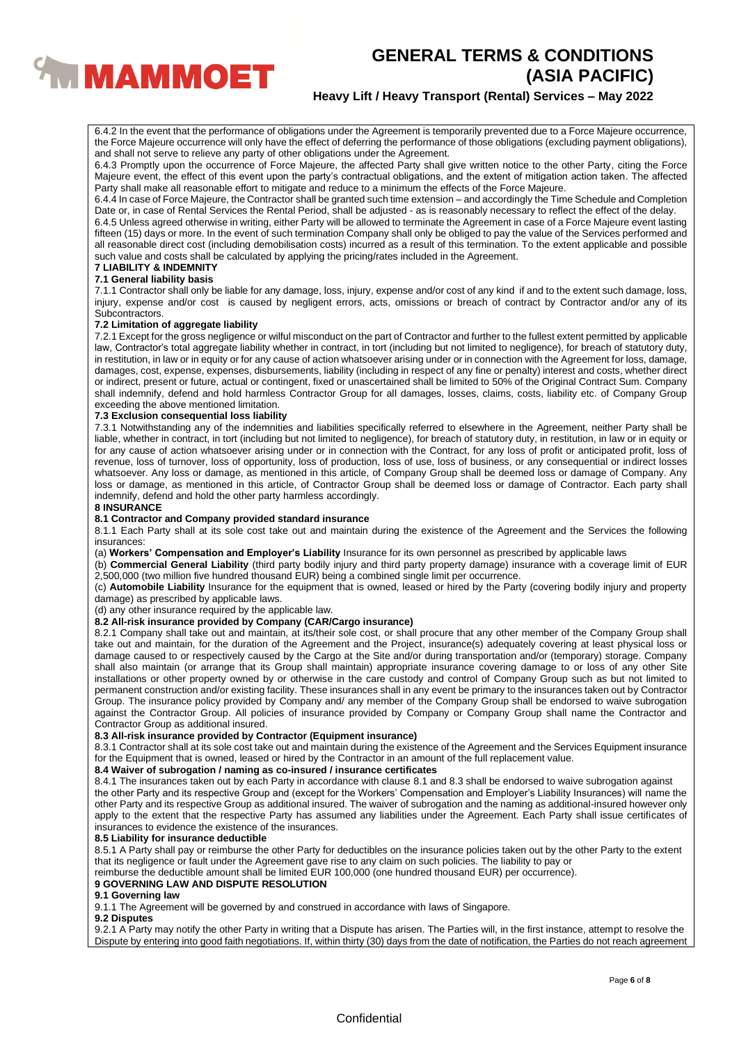6.4.2 In the event that the performance of obligations under the Agreement is temporarily prevented due to a Force Majeure occurrence, the Force Majeure occurrence will only have the effect of deferring the performance of those obligations (excluding payment obligations), and shall not serve to relieve any party of other obligations under the Agreement.

6.4.3 Promptly upon the occurrence of Force Majeure, the affected Party shall give written notice to the other Party, citing the Force Majeure event, the effect of this event upon the party's contractual obligations, and the extent of mitigation action taken. The affected Party shall make all reasonable effort to mitigate and reduce to a minimum the effects of the Force Majeure.

6.4.4 In case of Force Majeure, the Contractor shall be granted such time extension – and accordingly the Time Schedule and Completion Date or, in case of Rental Services the Rental Period, shall be adjusted - as is reasonably necessary to reflect the effect of the delay.

6.4.5 Unless agreed otherwise in writing, either Party will be allowed to terminate the Agreement in case of a Force Majeure event lasting fifteen (15) days or more. In the event of such termination Company shall only be obliged to pay the value of the Services performed and all reasonable direct cost (including demobilisation costs) incurred as a result of this termination. To the extent applicable and possible such value and costs shall be calculated by applying the pricing/rates included in the Agreement.

**7 LIABILITY & INDEMNITY**

**7.1 General liability basis**

7.1.1 Contractor shall only be liable for any damage, loss, injury, expense and/or cost of any kind if and to the extent such damage, loss, injury, expense and/or cost is caused by negligent errors, acts, omissions or breach of contract by Contractor and/or any of its Subcontractors.

**7.2 Limitation of aggregate liability**

7.2.1 Except for the gross negligence or wilful misconduct on the part of Contractor and further to the fullest extent permitted by applicable law, Contractor's total aggregate liability whether in contract, in tort (including but not limited to negligence), for breach of statutory duty, in restitution, in law or in equity or for any cause of action whatsoever arising under or in connection with the Agreement for loss, damage, damages, cost, expense, expenses, disbursements, liability (including in respect of any fine or penalty) interest and costs, whether direct or indirect, present or future, actual or contingent, fixed or unascertained shall be limited to 50% of the Original Contract Sum. Company shall indemnify, defend and hold harmless Contractor Group for all damages, losses, claims, costs, liability etc. of Company Group exceeding the above mentioned limitation.

**7.3 Exclusion consequential loss liability**

7.3.1 Notwithstanding any of the indemnities and liabilities specifically referred to elsewhere in the Agreement, neither Party shall be liable, whether in contract, in tort (including but not limited to negligence), for breach of statutory duty, in restitution, in law or in equity or for any cause of action whatsoever arising under or in connection with the Contract, for any loss of profit or anticipated profit, loss of revenue, loss of turnover, loss of opportunity, loss of production, loss of use, loss of business, or any consequential or indirect losses whatsoever. Any loss or damage, as mentioned in this article, of Company Group shall be deemed loss or damage of Company. Any loss or damage, as mentioned in this article, of Contractor Group shall be deemed loss or damage of Contractor. Each party shall indemnify, defend and hold the other party harmless accordingly.

**8 INSURANCE**

**8.1 Contractor and Company provided standard insurance**

8.1.1 Each Party shall at its sole cost take out and maintain during the existence of the Agreement and the Services the following insurances:

(a) **Workers' Compensation and Employer's Liability** Insurance for its own personnel as prescribed by applicable laws

(b) **Commercial General Liability** (third party bodily injury and third party property damage) insurance with a coverage limit of EUR 2,500,000 (two million five hundred thousand EUR) being a combined single limit per occurrence.

(c) **Automobile Liability** Insurance for the equipment that is owned, leased or hired by the Party (covering bodily injury and property damage) as prescribed by applicable laws.

(d) any other insurance required by the applicable law.

**8.2 All-risk insurance provided by Company (CAR/Cargo insurance)**

8.2.1 Company shall take out and maintain, at its/their sole cost, or shall procure that any other member of the Company Group shall take out and maintain, for the duration of the Agreement and the Project, insurance(s) adequately covering at least physical loss or damage caused to or respectively caused by the Cargo at the Site and/or during transportation and/or (temporary) storage. Company shall also maintain (or arrange that its Group shall maintain) appropriate insurance covering damage to or loss of any other Site installations or other property owned by or otherwise in the care custody and control of Company Group such as but not limited to permanent construction and/or existing facility. These insurances shall in any event be primary to the insurances taken out by Contractor Group. The insurance policy provided by Company and/ any member of the Company Group shall be endorsed to waive subrogation against the Contractor Group. All policies of insurance provided by Company or Company Group shall name the Contractor and Contractor Group as additional insured.

**8.3 All-risk insurance provided by Contractor (Equipment insurance)**

8.3.1 Contractor shall at its sole cost take out and maintain during the existence of the Agreement and the Services Equipment insurance for the Equipment that is owned, leased or hired by the Contractor in an amount of the full replacement value.

**8.4 Waiver of subrogation / naming as co-insured / insurance certificates**

8.4.1 The insurances taken out by each Party in accordance with clause 8.1 and 8.3 shall be endorsed to waive subrogation against the other Party and its respective Group and (except for the Workers' Compensation and Employer's Liability Insurances) will name the other Party and its respective Group as additional insured. The waiver of subrogation and the naming as additional-insured however only apply to the extent that the respective Party has assumed any liabilities under the Agreement. Each Party shall issue certificates of insurances to evidence the existence of the insurances.

**8.5 Liability for insurance deductible**

8.5.1 A Party shall pay or reimburse the other Party for deductibles on the insurance policies taken out by the other Party to the extent that its negligence or fault under the Agreement gave rise to any claim on such policies. The liability to pay or reimburse the deductible amount shall be limited EUR 100,000 (one hundred thousand EUR) per occurrence).

**9 GOVERNING LAW AND DISPUTE RESOLUTION**

**9.1 Governing law**

9.1.1 The Agreement will be governed by and construed in accordance with laws of Singapore.

**9.2 Disputes**

9.2.1 A Party may notify the other Party in writing that a Dispute has arisen. The Parties will, in the first instance, attempt to resolve the Dispute by entering into good faith negotiations. If, within thirty (30) days from the date of notification, the Parties do not reach agreement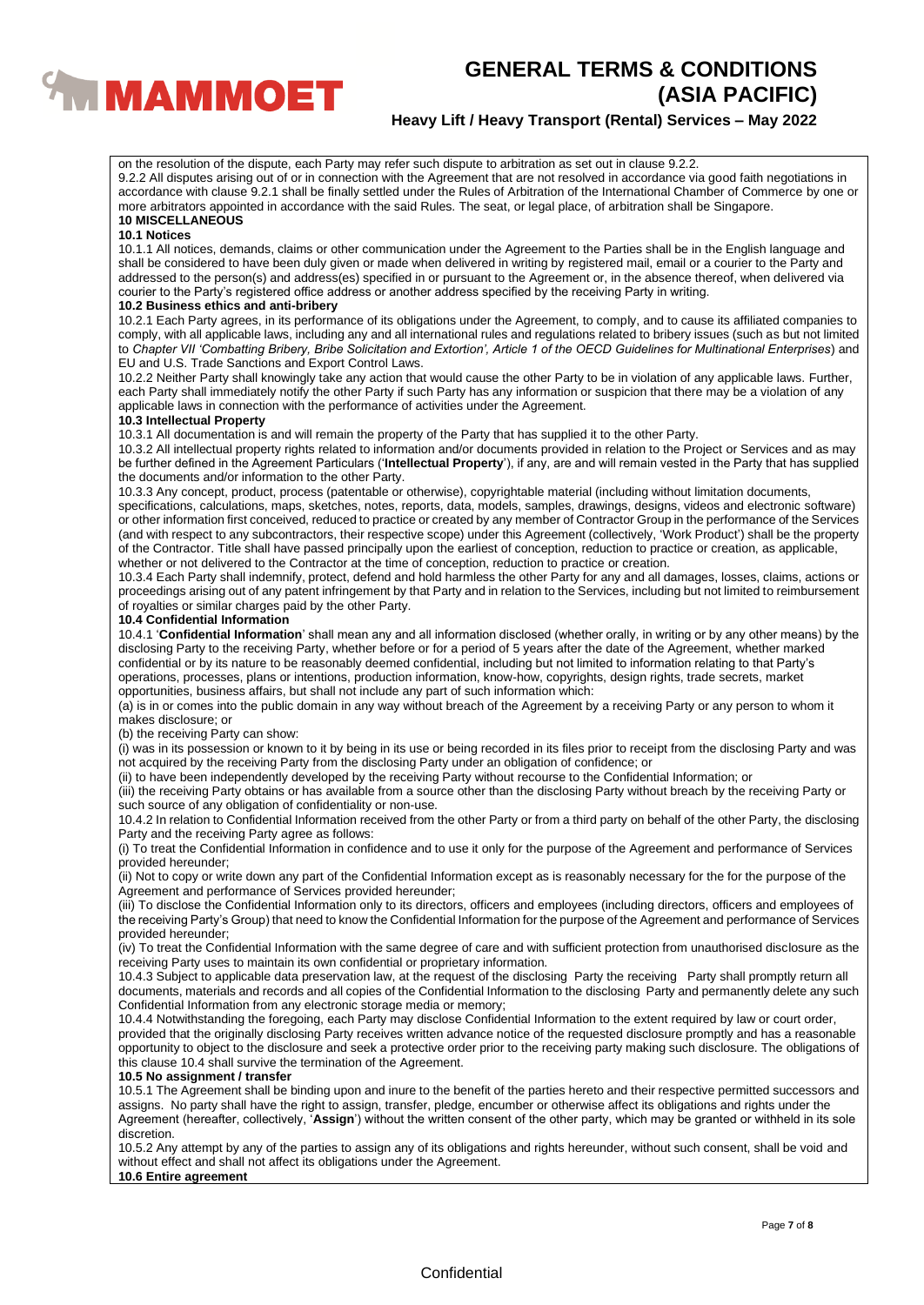on the resolution of the dispute, each Party may refer such dispute to arbitration as set out in clause 9.2.2.

9.2.2 All disputes arising out of or in connection with the Agreement that are not resolved in accordance via good faith negotiations in accordance with clause 9.2.1 shall be finally settled under the Rules of Arbitration of the International Chamber of Commerce by one or more arbitrators appointed in accordance with the said Rules. The seat, or legal place, of arbitration shall be Singapore.

## 10 MISCELLANEOUS

### 10.1 Notices

10.1.1 All notices, demands, claims or other communication under the Agreement to the Parties shall be in the English language and shall be considered to have been duly given or made when delivered in writing by registered mail, email or a courier to the Party and addressed to the person(s) and address(es) specified in or pursuant to the Agreement or, in the absence thereof, when delivered via courier to the Party's registered office address or another address specified by the receiving Party in writing.

### 10.2 Business ethics and anti-bribery

10.2.1 Each Party agrees, in its performance of its obligations under the Agreement, to comply, and to cause its affiliated companies to comply, with all applicable laws, including any and all international rules and regulations related to bribery issues (such as but not limited to *Chapter VII 'Combatting Bribery, Bribe Solicitation and Extortion', Article 1 of the OECD Guidelines for Multinational Enterprises*) and EU and U.S. Trade Sanctions and Export Control Laws.

10.2.2 Neither Party shall knowingly take any action that would cause the other Party to be in violation of any applicable laws. Further, each Party shall immediately notify the other Party if such Party has any information or suspicion that there may be a violation of any applicable laws in connection with the performance of activities under the Agreement.

### 10.3 Intellectual Property

10.3.1 All documentation is and will remain the property of the Party that has supplied it to the other Party.

10.3.2 All intellectual property rights related to information and/or documents provided in relation to the Project or Services and as may be further defined in the Agreement Particulars ('**Intellectual Property**'), if any, are and will remain vested in the Party that has supplied the documents and/or information to the other Party.

10.3.3 Any concept, product, process (patentable or otherwise), copyrightable material (including without limitation documents, specifications, calculations, maps, sketches, notes, reports, data, models, samples, drawings, designs, videos and electronic software) or other information first conceived, reduced to practice or created by any member of Contractor Group in the performance of the Services (and with respect to any subcontractors, their respective scope) under this Agreement (collectively, 'Work Product') shall be the property of the Contractor. Title shall have passed principally upon the earliest of conception, reduction to practice or creation, as applicable, whether or not delivered to the Contractor at the time of conception, reduction to practice or creation.

10.3.4 Each Party shall indemnify, protect, defend and hold harmless the other Party for any and all damages, losses, claims, actions or proceedings arising out of any patent infringement by that Party and in relation to the Services, including but not limited to reimbursement of royalties or similar charges paid by the other Party.

### 10.4 Confidential Information

10.4.1 '**Confidential Information**' shall mean any and all information disclosed (whether orally, in writing or by any other means) by the disclosing Party to the receiving Party, whether before or for a period of 5 years after the date of the Agreement, whether marked confidential or by its nature to be reasonably deemed confidential, including but not limited to information relating to that Party's operations, processes, plans or intentions, production information, know-how, copyrights, design rights, trade secrets, market opportunities, business affairs, but shall not include any part of such information which:

(a) is in or comes into the public domain in any way without breach of the Agreement by a receiving Party or any person to whom it makes disclosure; or

(b) the receiving Party can show:

(i) was in its possession or known to it by being in its use or being recorded in its files prior to receipt from the disclosing Party and was not acquired by the receiving Party from the disclosing Party under an obligation of confidence; or

(ii) to have been independently developed by the receiving Party without recourse to the Confidential Information; or

(iii) the receiving Party obtains or has available from a source other than the disclosing Party without breach by the receiving Party or such source of any obligation of confidentiality or non-use.

10.4.2 In relation to Confidential Information received from the other Party or from a third party on behalf of the other Party, the disclosing Party and the receiving Party agree as follows:

(i) To treat the Confidential Information in confidence and to use it only for the purpose of the Agreement and performance of Services provided hereunder;

(ii) Not to copy or write down any part of the Confidential Information except as is reasonably necessary for the for the purpose of the Agreement and performance of Services provided hereunder;

(iii) To disclose the Confidential Information only to its directors, officers and employees (including directors, officers and employees of the receiving Party's Group) that need to know the Confidential Information for the purpose of the Agreement and performance of Services provided hereunder;

(iv) To treat the Confidential Information with the same degree of care and with sufficient protection from unauthorised disclosure as the receiving Party uses to maintain its own confidential or proprietary information.

10.4.3 Subject to applicable data preservation law, at the request of the disclosing Party the receiving Party shall promptly return all documents, materials and records and all copies of the Confidential Information to the disclosing Party and permanently delete any such Confidential Information from any electronic storage media or memory;

10.4.4 Notwithstanding the foregoing, each Party may disclose Confidential Information to the extent required by law or court order, provided that the originally disclosing Party receives written advance notice of the requested disclosure promptly and has a reasonable opportunity to object to the disclosure and seek a protective order prior to the receiving party making such disclosure. The obligations of this clause 10.4 shall survive the termination of the Agreement.

### 10.5 No assignment / transfer

10.5.1 The Agreement shall be binding upon and inure to the benefit of the parties hereto and their respective permitted successors and assigns. No party shall have the right to assign, transfer, pledge, encumber or otherwise affect its obligations and rights under the Agreement (hereafter, collectively, '**Assign**') without the written consent of the other party, which may be granted or withheld in its sole discretion.

10.5.2 Any attempt by any of the parties to assign any of its obligations and rights hereunder, without such consent, shall be void and without effect and shall not affect its obligations under the Agreement.

### 10.6 Entire agreement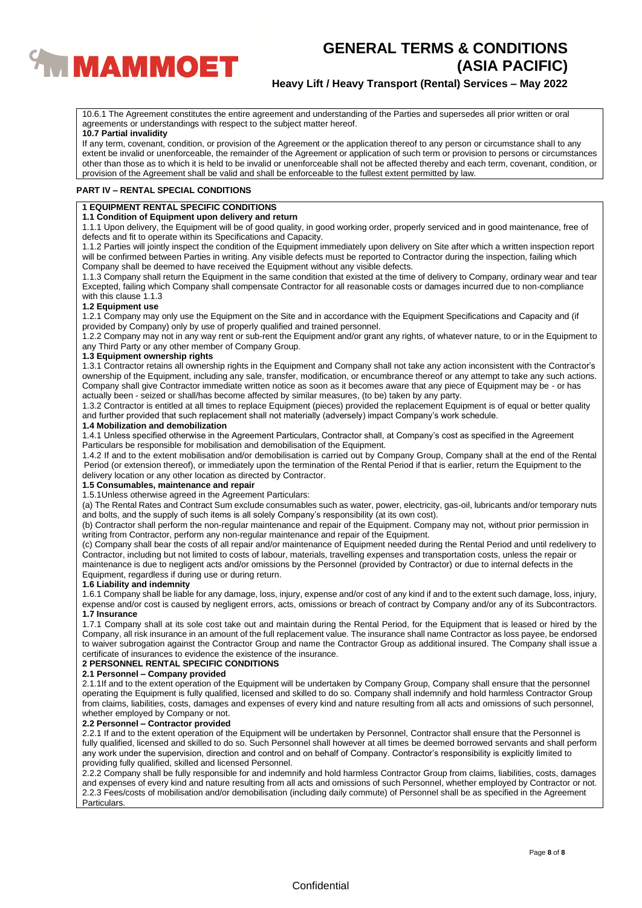10.6.1 The Agreement constitutes the entire agreement and understanding of the Parties and supersedes all prior written or oral agreements or understandings with respect to the subject matter hereof.

**10.7 Partial invalidity**

If any term, covenant, condition, or provision of the Agreement or the application thereof to any person or circumstance shall to any extent be invalid or unenforceable, the remainder of the Agreement or application of such term or provision to persons or circumstances other than those as to which it is held to be invalid or unenforceable shall not be affected thereby and each term, covenant, condition, or provision of the Agreement shall be valid and shall be enforceable to the fullest extent permitted by law.

## PART IV – RENTAL SPECIAL CONDITIONS

### 1 EQUIPMENT RENTAL SPECIFIC CONDITIONS

**1.1 Condition of Equipment upon delivery and return**

1.1.1 Upon delivery, the Equipment will be of good quality, in good working order, properly serviced and in good maintenance, free of defects and fit to operate within its Specifications and Capacity.

1.1.2 Parties will jointly inspect the condition of the Equipment immediately upon delivery on Site after which a written inspection report will be confirmed between Parties in writing. Any visible defects must be reported to Contractor during the inspection, failing which Company shall be deemed to have received the Equipment without any visible defects.

1.1.3 Company shall return the Equipment in the same condition that existed at the time of delivery to Company, ordinary wear and tear Excepted, failing which Company shall compensate Contractor for all reasonable costs or damages incurred due to non-compliance with this clause 1.1.3

**1.2 Equipment use**

1.2.1 Company may only use the Equipment on the Site and in accordance with the Equipment Specifications and Capacity and (if provided by Company) only by use of properly qualified and trained personnel.

1.2.2 Company may not in any way rent or sub-rent the Equipment and/or grant any rights, of whatever nature, to or in the Equipment to any Third Party or any other member of Company Group.

**1.3 Equipment ownership rights**

1.3.1 Contractor retains all ownership rights in the Equipment and Company shall not take any action inconsistent with the Contractor's ownership of the Equipment, including any sale, transfer, modification, or encumbrance thereof or any attempt to take any such actions. Company shall give Contractor immediate written notice as soon as it becomes aware that any piece of Equipment may be - or has actually been - seized or shall/has become affected by similar measures, (to be) taken by any party.

1.3.2 Contractor is entitled at all times to replace Equipment (pieces) provided the replacement Equipment is of equal or better quality and further provided that such replacement shall not materially (adversely) impact Company's work schedule.

**1.4 Mobilization and demobilization**

1.4.1 Unless specified otherwise in the Agreement Particulars, Contractor shall, at Company's cost as specified in the Agreement Particulars be responsible for mobilisation and demobilisation of the Equipment.

1.4.2 If and to the extent mobilisation and/or demobilisation is carried out by Company Group, Company shall at the end of the Rental Period (or extension thereof), or immediately upon the termination of the Rental Period if that is earlier, return the Equipment to the delivery location or any other location as directed by Contractor.

**1.5 Consumables, maintenance and repair**

1.5.1Unless otherwise agreed in the Agreement Particulars:

(a) The Rental Rates and Contract Sum exclude consumables such as water, power, electricity, gas-oil, lubricants and/or temporary nuts and bolts, and the supply of such items is all solely Company's responsibility (at its own cost).

(b) Contractor shall perform the non-regular maintenance and repair of the Equipment. Company may not, without prior permission in writing from Contractor, perform any non-regular maintenance and repair of the Equipment.

(c) Company shall bear the costs of all repair and/or maintenance of Equipment needed during the Rental Period and until redelivery to Contractor, including but not limited to costs of labour, materials, travelling expenses and transportation costs, unless the repair or maintenance is due to negligent acts and/or omissions by the Personnel (provided by Contractor) or due to internal defects in the Equipment, regardless if during use or during return.

**1.6 Liability and indemnity**

1.6.1 Company shall be liable for any damage, loss, injury, expense and/or cost of any kind if and to the extent such damage, loss, injury, expense and/or cost is caused by negligent errors, acts, omissions or breach of contract by Company and/or any of its Subcontractors.

**1.7 Insurance**

1.7.1 Company shall at its sole cost take out and maintain during the Rental Period, for the Equipment that is leased or hired by the Company, all risk insurance in an amount of the full replacement value. The insurance shall name Contractor as loss payee, be endorsed to waiver subrogation against the Contractor Group and name the Contractor Group as additional insured. The Company shall issue a certificate of insurances to evidence the existence of the insurance.

### 2 PERSONNEL RENTAL SPECIFIC CONDITIONS

**2.1 Personnel – Company provided**

2.1.1If and to the extent operation of the Equipment will be undertaken by Company Group, Company shall ensure that the personnel operating the Equipment is fully qualified, licensed and skilled to do so. Company shall indemnify and hold harmless Contractor Group from claims, liabilities, costs, damages and expenses of every kind and nature resulting from all acts and omissions of such personnel, whether employed by Company or not.

**2.2 Personnel – Contractor provided**

2.2.1 If and to the extent operation of the Equipment will be undertaken by Personnel, Contractor shall ensure that the Personnel is fully qualified, licensed and skilled to do so. Such Personnel shall however at all times be deemed borrowed servants and shall perform any work under the supervision, direction and control and on behalf of Company. Contractor's responsibility is explicitly limited to providing fully qualified, skilled and licensed Personnel.

2.2.2 Company shall be fully responsible for and indemnify and hold harmless Contractor Group from claims, liabilities, costs, damages and expenses of every kind and nature resulting from all acts and omissions of such Personnel, whether employed by Contractor or not.

2.2.3 Fees/costs of mobilisation and/or demobilisation (including daily commute) of Personnel shall be as specified in the Agreement Particulars.